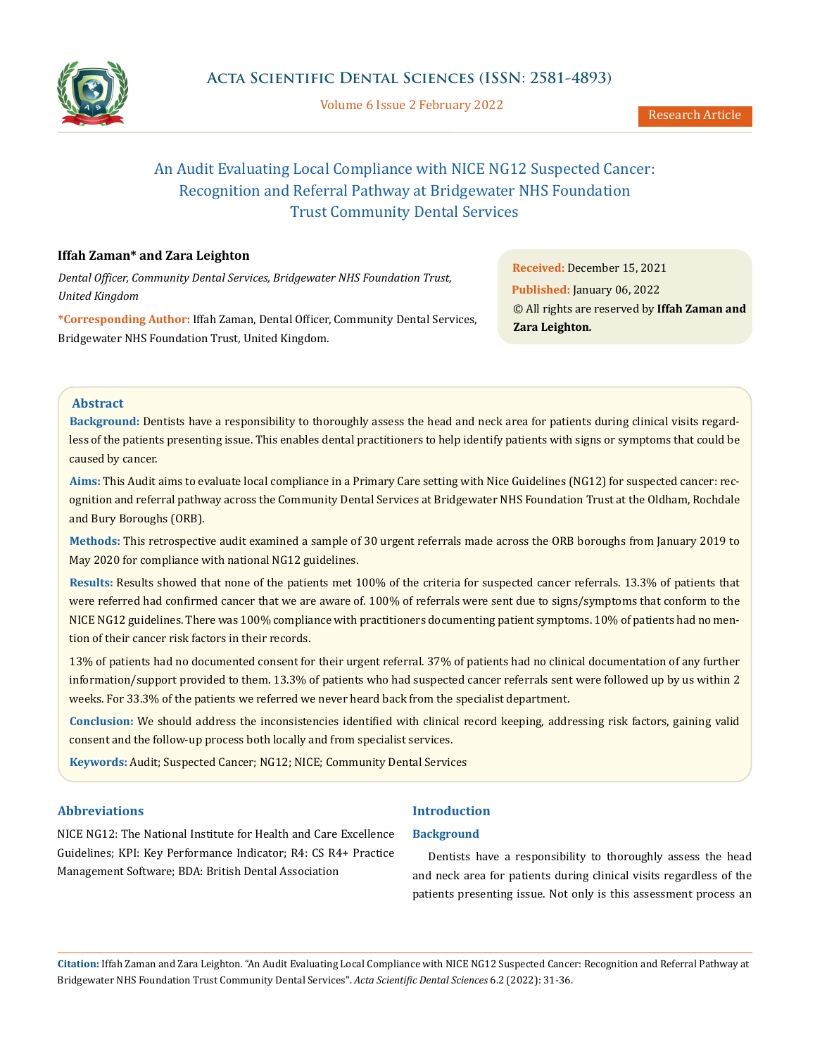# An Audit Evaluating Local Compliance with NICE NG12 Suspected Cancer: Recognition and Referral Pathway at Bridgewater NHS Foundation Trust Community Dental Services

**Iffah Zaman\* and Zara Leighton**

*Dental Officer, Community Dental Services, Bridgewater NHS Foundation Trust, United Kingdom*

**\*Corresponding Author:** Iffah Zaman, Dental Officer, Community Dental Services, Bridgewater NHS Foundation Trust, United Kingdom.

**Received:** December 15, 2021
**Published:** January 06, 2022
© All rights are reserved by **Iffah Zaman and Zara Leighton.**

## Abstract

**Background:** Dentists have a responsibility to thoroughly assess the head and neck area for patients during clinical visits regardless of the patients presenting issue. This enables dental practitioners to help identify patients with signs or symptoms that could be caused by cancer.

**Aims:** This Audit aims to evaluate local compliance in a Primary Care setting with Nice Guidelines (NG12) for suspected cancer: recognition and referral pathway across the Community Dental Services at Bridgewater NHS Foundation Trust at the Oldham, Rochdale and Bury Boroughs (ORB).

**Methods:** This retrospective audit examined a sample of 30 urgent referrals made across the ORB boroughs from January 2019 to May 2020 for compliance with national NG12 guidelines.

**Results:** Results showed that none of the patients met 100% of the criteria for suspected cancer referrals. 13.3% of patients that were referred had confirmed cancer that we are aware of. 100% of referrals were sent due to signs/symptoms that conform to the NICE NG12 guidelines. There was 100% compliance with practitioners documenting patient symptoms. 10% of patients had no mention of their cancer risk factors in their records.

13% of patients had no documented consent for their urgent referral. 37% of patients had no clinical documentation of any further information/support provided to them. 13.3% of patients who had suspected cancer referrals sent were followed up by us within 2 weeks. For 33.3% of the patients we referred we never heard back from the specialist department.

**Conclusion:** We should address the inconsistencies identified with clinical record keeping, addressing risk factors, gaining valid consent and the follow-up process both locally and from specialist services.

**Keywords:** Audit; Suspected Cancer; NG12; NICE; Community Dental Services

## Abbreviations

NICE NG12: The National Institute for Health and Care Excellence Guidelines; KPI: Key Performance Indicator; R4: CS R4+ Practice Management Software; BDA: British Dental Association

## Introduction

### Background

Dentists have a responsibility to thoroughly assess the head and neck area for patients during clinical visits regardless of the patients presenting issue. Not only is this assessment process an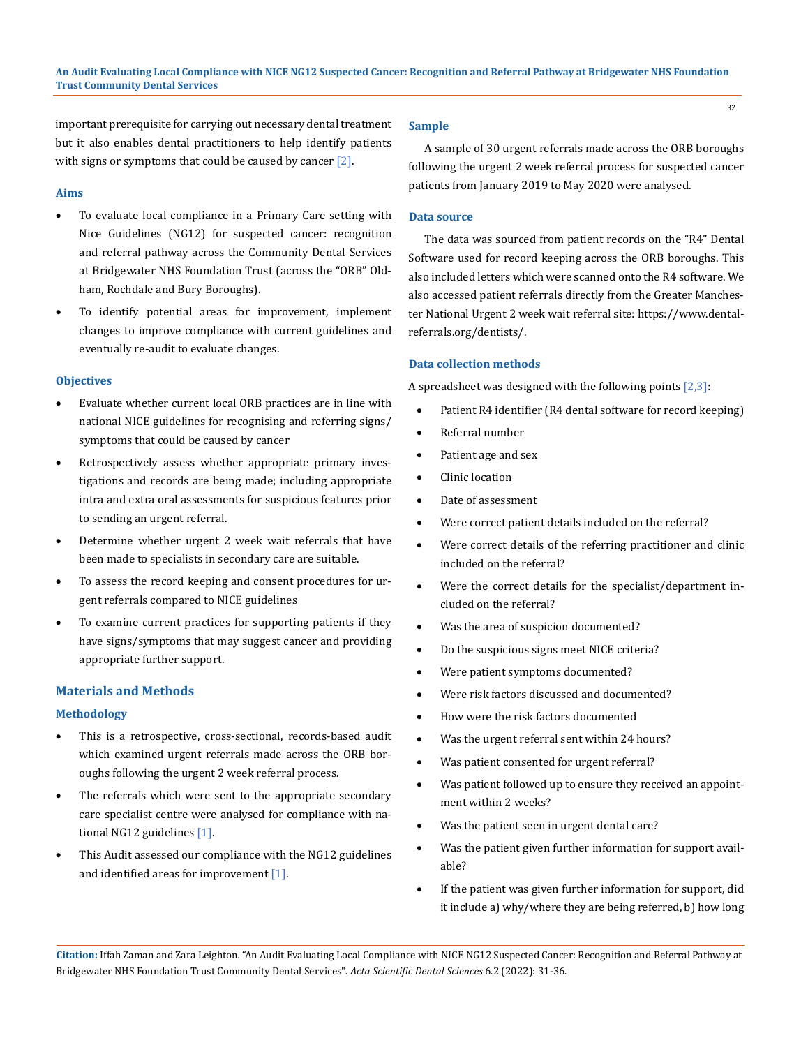important prerequisite for carrying out necessary dental treatment but it also enables dental practitioners to help identify patients with signs or symptoms that could be caused by cancer [2].

### Aims

- To evaluate local compliance in a Primary Care setting with Nice Guidelines (NG12) for suspected cancer: recognition and referral pathway across the Community Dental Services at Bridgewater NHS Foundation Trust (across the "ORB" Oldham, Rochdale and Bury Boroughs).
- To identify potential areas for improvement, implement changes to improve compliance with current guidelines and eventually re-audit to evaluate changes.

### Objectives

- Evaluate whether current local ORB practices are in line with national NICE guidelines for recognising and referring signs/ symptoms that could be caused by cancer
- Retrospectively assess whether appropriate primary investigations and records are being made; including appropriate intra and extra oral assessments for suspicious features prior to sending an urgent referral.
- Determine whether urgent 2 week wait referrals that have been made to specialists in secondary care are suitable.
- To assess the record keeping and consent procedures for urgent referrals compared to NICE guidelines
- To examine current practices for supporting patients if they have signs/symptoms that may suggest cancer and providing appropriate further support.

## Materials and Methods

### Methodology

- This is a retrospective, cross-sectional, records-based audit which examined urgent referrals made across the ORB boroughs following the urgent 2 week referral process.
- The referrals which were sent to the appropriate secondary care specialist centre were analysed for compliance with national NG12 guidelines [1].
- This Audit assessed our compliance with the NG12 guidelines and identified areas for improvement [1].

### Sample

A sample of 30 urgent referrals made across the ORB boroughs following the urgent 2 week referral process for suspected cancer patients from January 2019 to May 2020 were analysed.

### Data source

The data was sourced from patient records on the "R4" Dental Software used for record keeping across the ORB boroughs. This also included letters which were scanned onto the R4 software. We also accessed patient referrals directly from the Greater Manchester National Urgent 2 week wait referral site: https://www.dental-referrals.org/dentists/.

### Data collection methods

A spreadsheet was designed with the following points [2,3]:

- Patient R4 identifier (R4 dental software for record keeping)
- Referral number
- Patient age and sex
- Clinic location
- Date of assessment
- Were correct patient details included on the referral?
- Were correct details of the referring practitioner and clinic included on the referral?
- Were the correct details for the specialist/department included on the referral?
- Was the area of suspicion documented?
- Do the suspicious signs meet NICE criteria?
- Were patient symptoms documented?
- Were risk factors discussed and documented?
- How were the risk factors documented
- Was the urgent referral sent within 24 hours?
- Was patient consented for urgent referral?
- Was patient followed up to ensure they received an appointment within 2 weeks?
- Was the patient seen in urgent dental care?
- Was the patient given further information for support available?
- If the patient was given further information for support, did it include a) why/where they are being referred, b) how long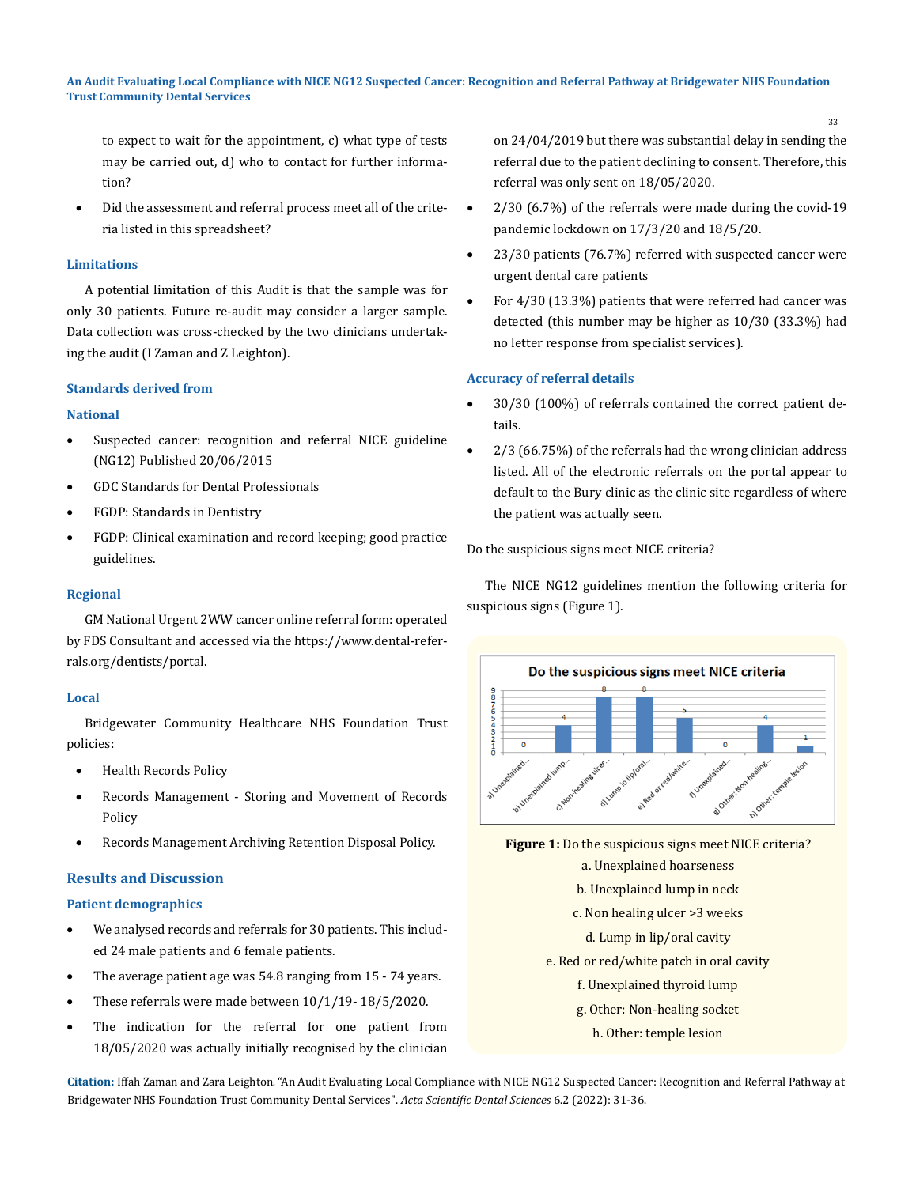to expect to wait for the appointment, c) what type of tests may be carried out, d) who to contact for further information?

- Did the assessment and referral process meet all of the criteria listed in this spreadsheet?

### Limitations

A potential limitation of this Audit is that the sample was for only 30 patients. Future re-audit may consider a larger sample. Data collection was cross-checked by the two clinicians undertaking the audit (I Zaman and Z Leighton).

### Standards derived from

#### National

- Suspected cancer: recognition and referral NICE guideline (NG12) Published 20/06/2015
- GDC Standards for Dental Professionals
- FGDP: Standards in Dentistry
- FGDP: Clinical examination and record keeping; good practice guidelines.

#### Regional

GM National Urgent 2WW cancer online referral form: operated by FDS Consultant and accessed via the https://www.dental-referrals.org/dentists/portal.

#### Local

Bridgewater Community Healthcare NHS Foundation Trust policies:

- Health Records Policy
- Records Management - Storing and Movement of Records Policy
- Records Management Archiving Retention Disposal Policy.

## Results and Discussion

### Patient demographics

- We analysed records and referrals for 30 patients. This included 24 male patients and 6 female patients.
- The average patient age was 54.8 ranging from 15 - 74 years.
- These referrals were made between 10/1/19- 18/5/2020.
- The indication for the referral for one patient from 18/05/2020 was actually initially recognised by the clinician on 24/04/2019 but there was substantial delay in sending the referral due to the patient declining to consent. Therefore, this referral was only sent on 18/05/2020.
- 2/30 (6.7%) of the referrals were made during the covid-19 pandemic lockdown on 17/3/20 and 18/5/20.
- 23/30 patients (76.7%) referred with suspected cancer were urgent dental care patients
- For 4/30 (13.3%) patients that were referred had cancer was detected (this number may be higher as 10/30 (33.3%) had no letter response from specialist services).

### Accuracy of referral details

- 30/30 (100%) of referrals contained the correct patient details.
- 2/3 (66.75%) of the referrals had the wrong clinician address listed. All of the electronic referrals on the portal appear to default to the Bury clinic as the clinic site regardless of where the patient was actually seen.

Do the suspicious signs meet NICE criteria?

The NICE NG12 guidelines mention the following criteria for suspicious signs (Figure 1).

**Figure 1:** Do the suspicious signs meet NICE criteria?

a. Unexplained hoarseness

b. Unexplained lump in neck

c. Non healing ulcer >3 weeks

d. Lump in lip/oral cavity

e. Red or red/white patch in oral cavity

f. Unexplained thyroid lump

g. Other: Non-healing socket

h. Other: temple lesion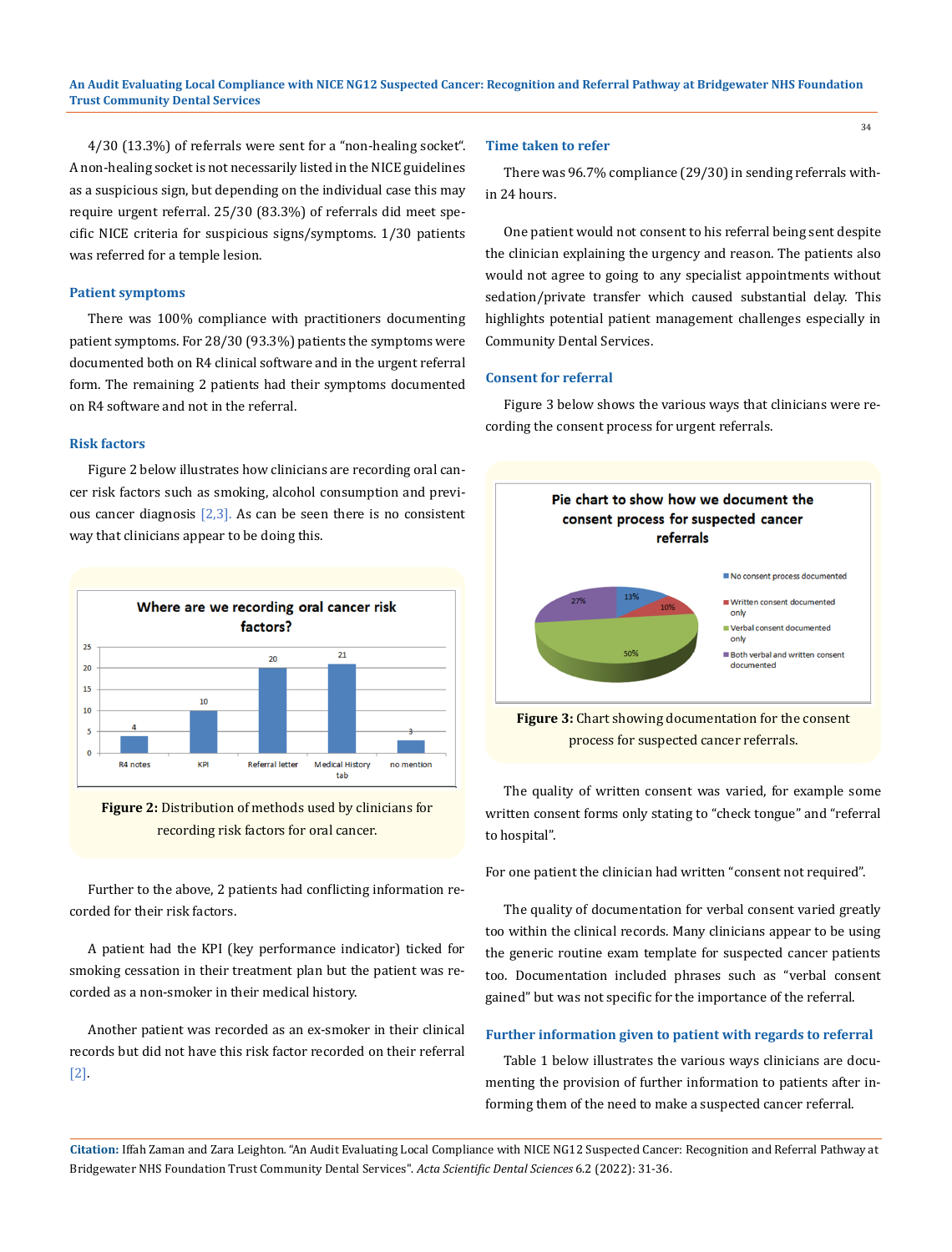4/30 (13.3%) of referrals were sent for a "non-healing socket". A non-healing socket is not necessarily listed in the NICE guidelines as a suspicious sign, but depending on the individual case this may require urgent referral. 25/30 (83.3%) of referrals did meet specific NICE criteria for suspicious signs/symptoms. 1/30 patients was referred for a temple lesion.

### Patient symptoms

There was 100% compliance with practitioners documenting patient symptoms. For 28/30 (93.3%) patients the symptoms were documented both on R4 clinical software and in the urgent referral form. The remaining 2 patients had their symptoms documented on R4 software and not in the referral.

### Risk factors

Figure 2 below illustrates how clinicians are recording oral cancer risk factors such as smoking, alcohol consumption and previous cancer diagnosis [2,3]. As can be seen there is no consistent way that clinicians appear to be doing this.

**Figure 2:** Distribution of methods used by clinicians for recording risk factors for oral cancer.

Further to the above, 2 patients had conflicting information recorded for their risk factors.

A patient had the KPI (key performance indicator) ticked for smoking cessation in their treatment plan but the patient was recorded as a non-smoker in their medical history.

Another patient was recorded as an ex-smoker in their clinical records but did not have this risk factor recorded on their referral [2].

### Time taken to refer

There was 96.7% compliance (29/30) in sending referrals within 24 hours.

One patient would not consent to his referral being sent despite the clinician explaining the urgency and reason. The patients also would not agree to going to any specialist appointments without sedation/private transfer which caused substantial delay. This highlights potential patient management challenges especially in Community Dental Services.

### Consent for referral

Figure 3 below shows the various ways that clinicians were recording the consent process for urgent referrals.

**Figure 3:** Chart showing documentation for the consent process for suspected cancer referrals.

The quality of written consent was varied, for example some written consent forms only stating to "check tongue" and "referral to hospital".

For one patient the clinician had written "consent not required".

The quality of documentation for verbal consent varied greatly too within the clinical records. Many clinicians appear to be using the generic routine exam template for suspected cancer patients too. Documentation included phrases such as "verbal consent gained" but was not specific for the importance of the referral.

### Further information given to patient with regards to referral

Table 1 below illustrates the various ways clinicians are documenting the provision of further information to patients after informing them of the need to make a suspected cancer referral.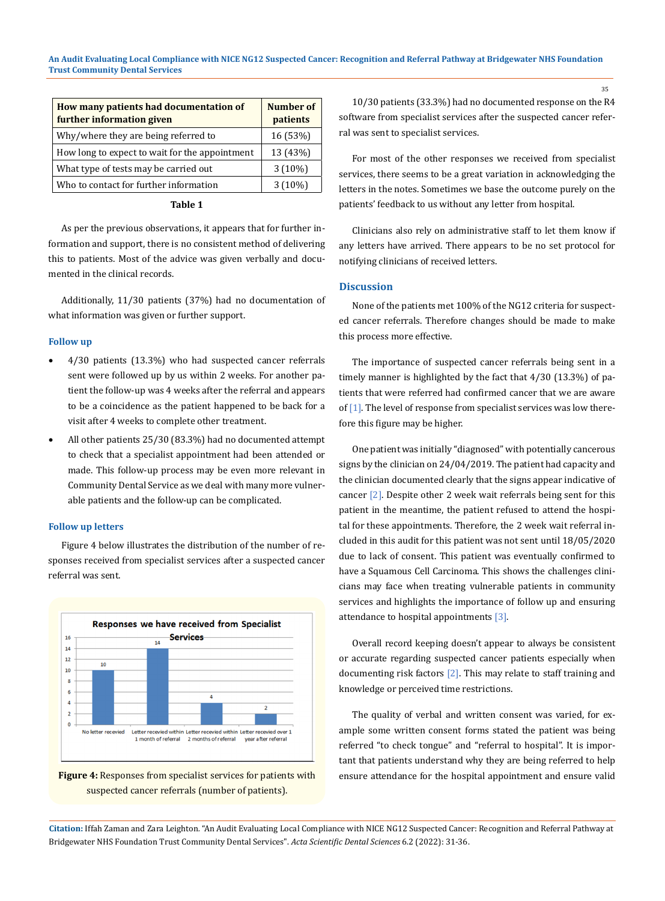| How many patients had documentation of further information given | Number of patients |
|---|---|
| Why/where they are being referred to | 16 (53%) |
| How long to expect to wait for the appointment | 13 (43%) |
| What type of tests may be carried out | 3 (10%) |
| Who to contact for further information | 3 (10%) |

**Table 1**

As per the previous observations, it appears that for further information and support, there is no consistent method of delivering this to patients. Most of the advice was given verbally and documented in the clinical records.

Additionally, 11/30 patients (37%) had no documentation of what information was given or further support.

### Follow up

- 4/30 patients (13.3%) who had suspected cancer referrals sent were followed up by us within 2 weeks. For another patient the follow-up was 4 weeks after the referral and appears to be a coincidence as the patient happened to be back for a visit after 4 weeks to complete other treatment.
- All other patients 25/30 (83.3%) had no documented attempt to check that a specialist appointment had been attended or made. This follow-up process may be even more relevant in Community Dental Service as we deal with many more vulnerable patients and the follow-up can be complicated.

### Follow up letters

Figure 4 below illustrates the distribution of the number of responses received from specialist services after a suspected cancer referral was sent.

**Figure 4:** Responses from specialist services for patients with suspected cancer referrals (number of patients).

10/30 patients (33.3%) had no documented response on the R4 software from specialist services after the suspected cancer referral was sent to specialist services.

For most of the other responses we received from specialist services, there seems to be a great variation in acknowledging the letters in the notes. Sometimes we base the outcome purely on the patients' feedback to us without any letter from hospital.

Clinicians also rely on administrative staff to let them know if any letters have arrived. There appears to be no set protocol for notifying clinicians of received letters.

## Discussion

None of the patients met 100% of the NG12 criteria for suspected cancer referrals. Therefore changes should be made to make this process more effective.

The importance of suspected cancer referrals being sent in a timely manner is highlighted by the fact that 4/30 (13.3%) of patients that were referred had confirmed cancer that we are aware of [1]. The level of response from specialist services was low therefore this figure may be higher.

One patient was initially "diagnosed" with potentially cancerous signs by the clinician on 24/04/2019. The patient had capacity and the clinician documented clearly that the signs appear indicative of cancer [2]. Despite other 2 week wait referrals being sent for this patient in the meantime, the patient refused to attend the hospital for these appointments. Therefore, the 2 week wait referral included in this audit for this patient was not sent until 18/05/2020 due to lack of consent. This patient was eventually confirmed to have a Squamous Cell Carcinoma. This shows the challenges clinicians may face when treating vulnerable patients in community services and highlights the importance of follow up and ensuring attendance to hospital appointments [3].

Overall record keeping doesn't appear to always be consistent or accurate regarding suspected cancer patients especially when documenting risk factors [2]. This may relate to staff training and knowledge or perceived time restrictions.

The quality of verbal and written consent was varied, for example some written consent forms stated the patient was being referred "to check tongue" and "referral to hospital". It is important that patients understand why they are being referred to help ensure attendance for the hospital appointment and ensure valid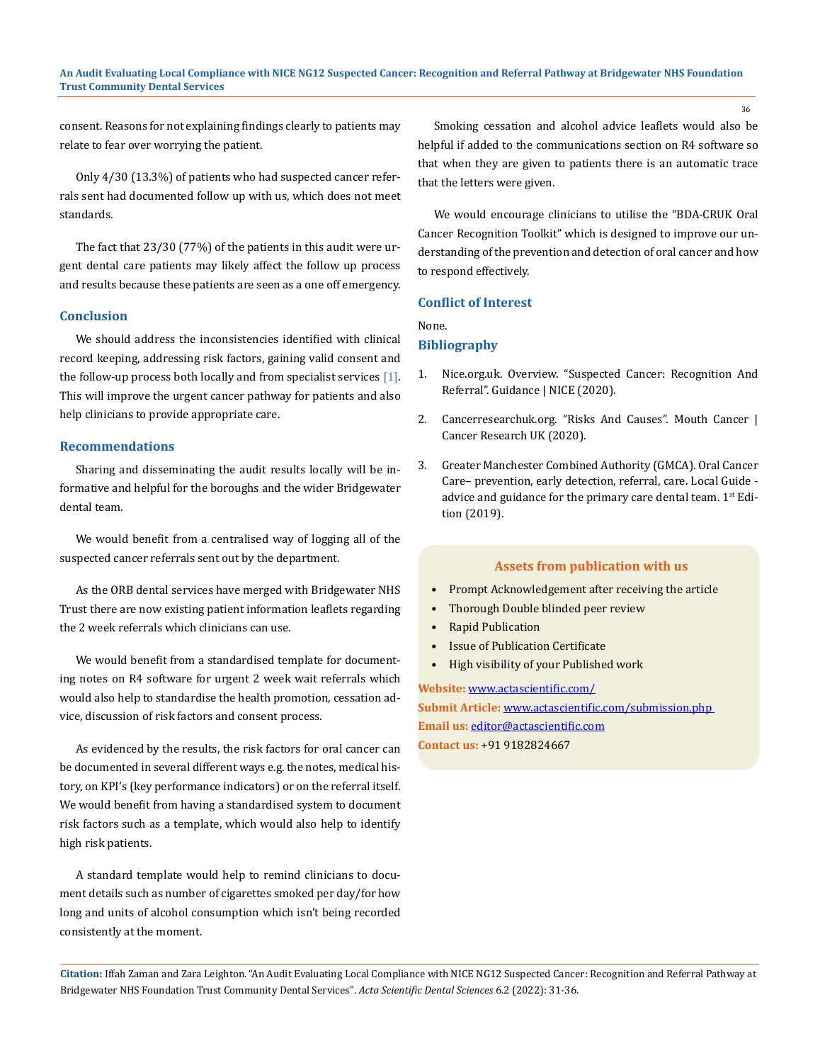consent. Reasons for not explaining findings clearly to patients may relate to fear over worrying the patient.

Only 4/30 (13.3%) of patients who had suspected cancer referrals sent had documented follow up with us, which does not meet standards.

The fact that 23/30 (77%) of the patients in this audit were urgent dental care patients may likely affect the follow up process and results because these patients are seen as a one off emergency.

## Conclusion

We should address the inconsistencies identified with clinical record keeping, addressing risk factors, gaining valid consent and the follow-up process both locally and from specialist services [1]. This will improve the urgent cancer pathway for patients and also help clinicians to provide appropriate care.

## Recommendations

Sharing and disseminating the audit results locally will be informative and helpful for the boroughs and the wider Bridgewater dental team.

We would benefit from a centralised way of logging all of the suspected cancer referrals sent out by the department.

As the ORB dental services have merged with Bridgewater NHS Trust there are now existing patient information leaflets regarding the 2 week referrals which clinicians can use.

We would benefit from a standardised template for documenting notes on R4 software for urgent 2 week wait referrals which would also help to standardise the health promotion, cessation advice, discussion of risk factors and consent process.

As evidenced by the results, the risk factors for oral cancer can be documented in several different ways e.g. the notes, medical history, on KPI's (key performance indicators) or on the referral itself. We would benefit from having a standardised system to document risk factors such as a template, which would also help to identify high risk patients.

A standard template would help to remind clinicians to document details such as number of cigarettes smoked per day/for how long and units of alcohol consumption which isn't being recorded consistently at the moment.

Smoking cessation and alcohol advice leaflets would also be helpful if added to the communications section on R4 software so that when they are given to patients there is an automatic trace that the letters were given.

We would encourage clinicians to utilise the "BDA-CRUK Oral Cancer Recognition Toolkit" which is designed to improve our understanding of the prevention and detection of oral cancer and how to respond effectively.

## Conflict of Interest

None.

## Bibliography

1. Nice.org.uk. Overview. "Suspected Cancer: Recognition And Referral". Guidance | NICE (2020).
2. Cancerresearchuk.org. "Risks And Causes". Mouth Cancer | Cancer Research UK (2020).
3. Greater Manchester Combined Authority (GMCA). Oral Cancer Care– prevention, early detection, referral, care. Local Guide - advice and guidance for the primary care dental team. 1st Edition (2019).

**Assets from publication with us**

- Prompt Acknowledgement after receiving the article
- Thorough Double blinded peer review
- Rapid Publication
- Issue of Publication Certificate
- High visibility of your Published work

**Website:** www.actascientific.com/
**Submit Article:** www.actascientific.com/submission.php
**Email us:** editor@actascientific.com
**Contact us:** +91 9182824667

**Citation:** Iffah Zaman and Zara Leighton. "An Audit Evaluating Local Compliance with NICE NG12 Suspected Cancer: Recognition and Referral Pathway at Bridgewater NHS Foundation Trust Community Dental Services". *Acta Scientific Dental Sciences* 6.2 (2022): 31-36.